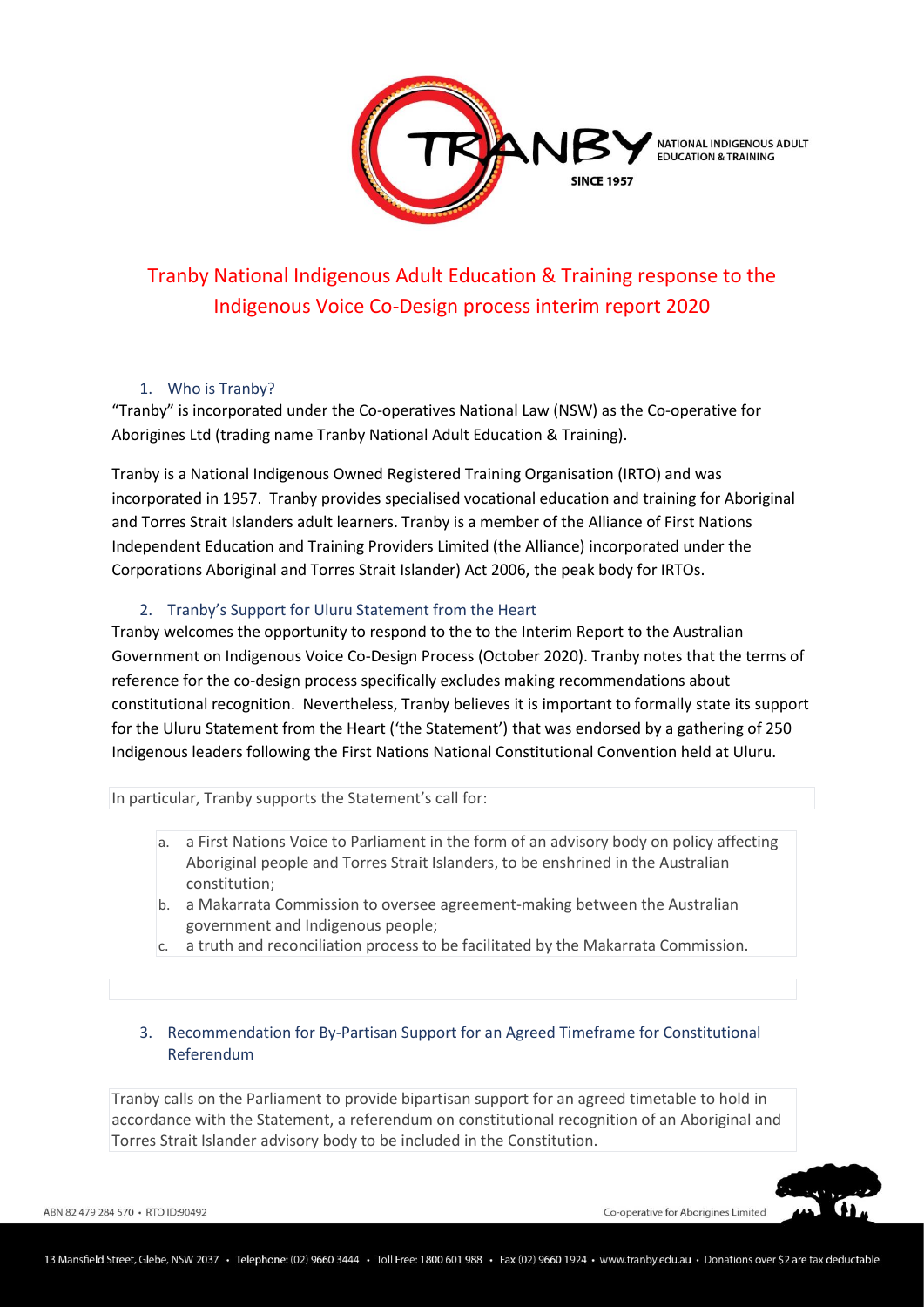# Tranby National Indigenous Adult Education & Training response to the Indigenous Voice Co-Design process interim report 2020

## 1. Who is Tranby?

"Tranby" is incorporated under the Co-operatives National Law (NSW) as the Co-operative for Aborigines Ltd (trading name Tranby National Adult Education & Training).

Tranby is a National Indigenous Owned Registered Training Organisation (IRTO) and was incorporated in 1957. Tranby provides specialised vocational education and training for Aboriginal and Torres Strait Islanders adult learners. Tranby is a member of the Alliance of First Nations Independent Education and Training Providers Limited (the Alliance) incorporated under the Corporations Aboriginal and Torres Strait Islander) Act 2006, the peak body for IRTOs.

## 2. Tranby's Support for Uluru Statement from the Heart

Tranby welcomes the opportunity to respond to the to the Interim Report to the Australian Government on Indigenous Voice Co-Design Process (October 2020). Tranby notes that the terms of reference for the co-design process specifically excludes making recommendations about constitutional recognition. Nevertheless, Tranby believes it is important to formally state its support for the Uluru Statement from the Heart ('the Statement') that was endorsed by a gathering of 250 Indigenous leaders following the First Nations National Constitutional Convention held at Uluru.

In particular, Tranby supports the Statement's call for:

a. a First Nations Voice to Parliament in the form of an advisory body on policy affecting Aboriginal people and Torres Strait Islanders, to be enshrined in the Australian constitution;
b. a Makarrata Commission to oversee agreement-making between the Australian government and Indigenous people;
c. a truth and reconciliation process to be facilitated by the Makarrata Commission.

## 3. Recommendation for By-Partisan Support for an Agreed Timeframe for Constitutional Referendum

Tranby calls on the Parliament to provide bipartisan support for an agreed timetable to hold in accordance with the Statement, a referendum on constitutional recognition of an Aboriginal and Torres Strait Islander advisory body to be included in the Constitution.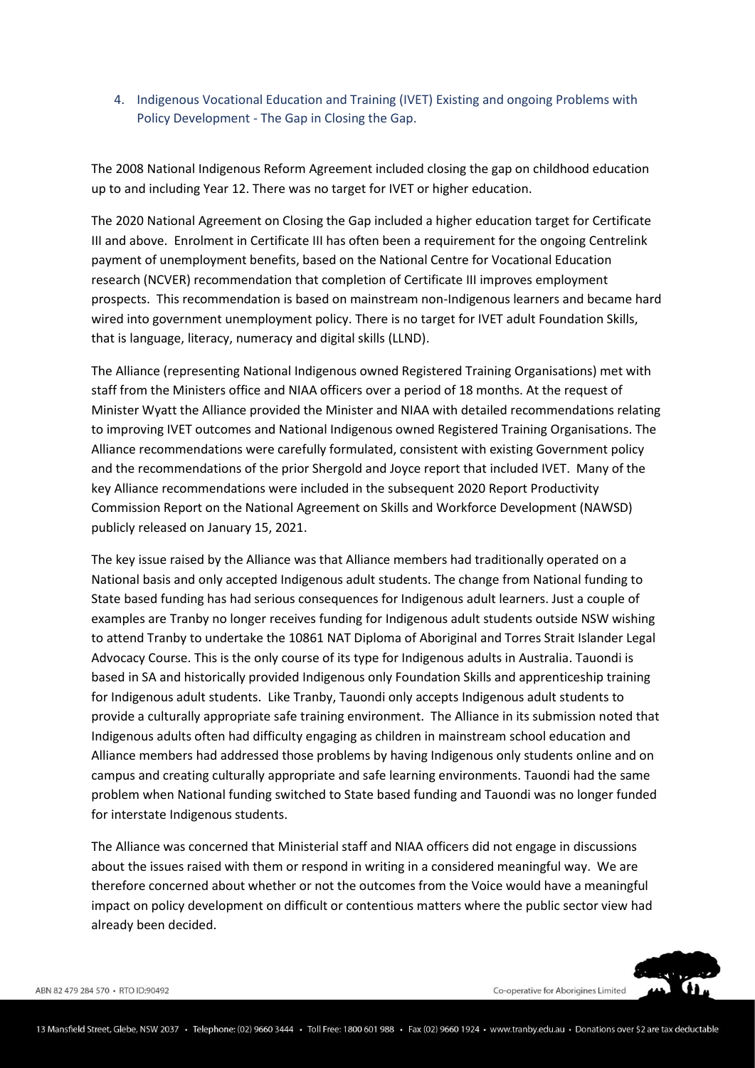## 4. Indigenous Vocational Education and Training (IVET) Existing and ongoing Problems with Policy Development - The Gap in Closing the Gap.

The 2008 National Indigenous Reform Agreement included closing the gap on childhood education up to and including Year 12. There was no target for IVET or higher education.

The 2020 National Agreement on Closing the Gap included a higher education target for Certificate III and above. Enrolment in Certificate III has often been a requirement for the ongoing Centrelink payment of unemployment benefits, based on the National Centre for Vocational Education research (NCVER) recommendation that completion of Certificate III improves employment prospects. This recommendation is based on mainstream non-Indigenous learners and became hard wired into government unemployment policy. There is no target for IVET adult Foundation Skills, that is language, literacy, numeracy and digital skills (LLND).

The Alliance (representing National Indigenous owned Registered Training Organisations) met with staff from the Ministers office and NIAA officers over a period of 18 months. At the request of Minister Wyatt the Alliance provided the Minister and NIAA with detailed recommendations relating to improving IVET outcomes and National Indigenous owned Registered Training Organisations. The Alliance recommendations were carefully formulated, consistent with existing Government policy and the recommendations of the prior Shergold and Joyce report that included IVET. Many of the key Alliance recommendations were included in the subsequent 2020 Report Productivity Commission Report on the National Agreement on Skills and Workforce Development (NAWSD) publicly released on January 15, 2021.

The key issue raised by the Alliance was that Alliance members had traditionally operated on a National basis and only accepted Indigenous adult students. The change from National funding to State based funding has had serious consequences for Indigenous adult learners. Just a couple of examples are Tranby no longer receives funding for Indigenous adult students outside NSW wishing to attend Tranby to undertake the 10861 NAT Diploma of Aboriginal and Torres Strait Islander Legal Advocacy Course. This is the only course of its type for Indigenous adults in Australia. Tauondi is based in SA and historically provided Indigenous only Foundation Skills and apprenticeship training for Indigenous adult students. Like Tranby, Tauondi only accepts Indigenous adult students to provide a culturally appropriate safe training environment. The Alliance in its submission noted that Indigenous adults often had difficulty engaging as children in mainstream school education and Alliance members had addressed those problems by having Indigenous only students online and on campus and creating culturally appropriate and safe learning environments. Tauondi had the same problem when National funding switched to State based funding and Tauondi was no longer funded for interstate Indigenous students.

The Alliance was concerned that Ministerial staff and NIAA officers did not engage in discussions about the issues raised with them or respond in writing in a considered meaningful way. We are therefore concerned about whether or not the outcomes from the Voice would have a meaningful impact on policy development on difficult or contentious matters where the public sector view had already been decided.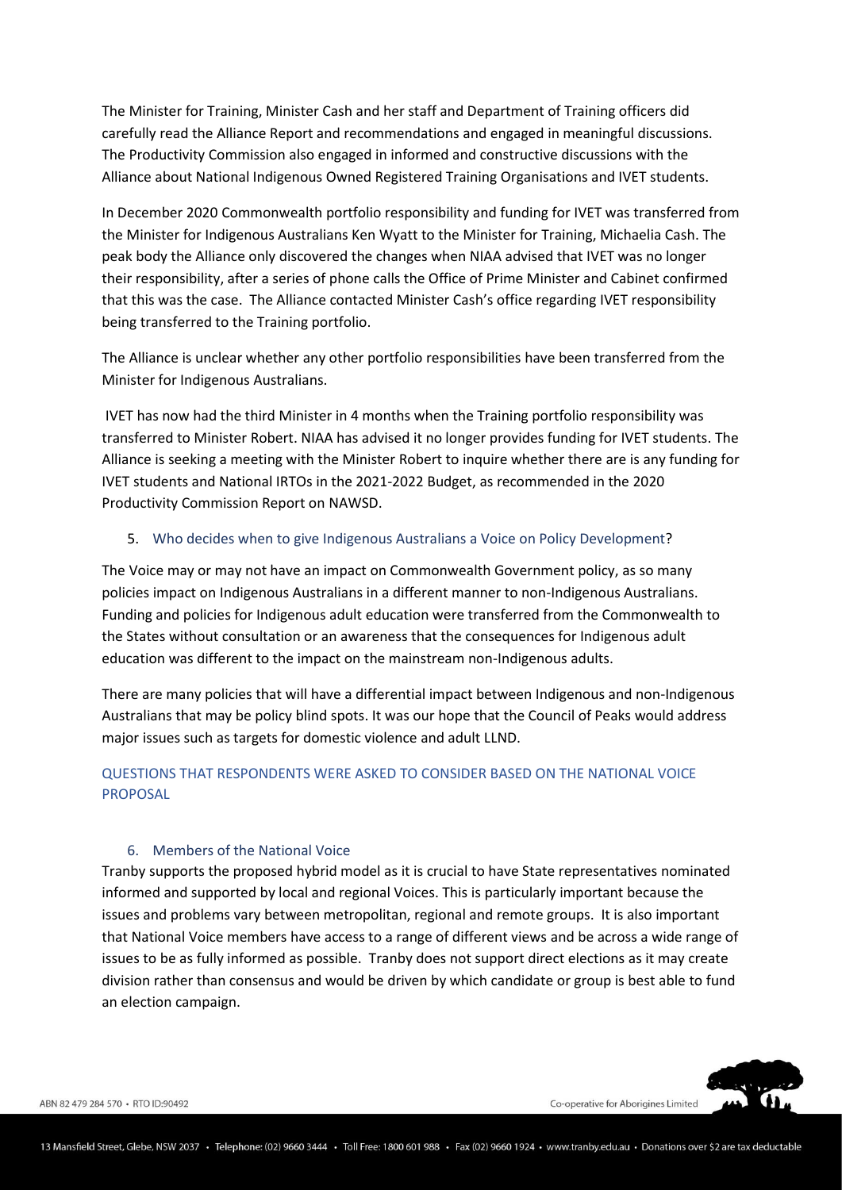The Minister for Training, Minister Cash and her staff and Department of Training officers did carefully read the Alliance Report and recommendations and engaged in meaningful discussions. The Productivity Commission also engaged in informed and constructive discussions with the Alliance about National Indigenous Owned Registered Training Organisations and IVET students.

In December 2020 Commonwealth portfolio responsibility and funding for IVET was transferred from the Minister for Indigenous Australians Ken Wyatt to the Minister for Training, Michaelia Cash. The peak body the Alliance only discovered the changes when NIAA advised that IVET was no longer their responsibility, after a series of phone calls the Office of Prime Minister and Cabinet confirmed that this was the case. The Alliance contacted Minister Cash's office regarding IVET responsibility being transferred to the Training portfolio.

The Alliance is unclear whether any other portfolio responsibilities have been transferred from the Minister for Indigenous Australians.

IVET has now had the third Minister in 4 months when the Training portfolio responsibility was transferred to Minister Robert. NIAA has advised it no longer provides funding for IVET students. The Alliance is seeking a meeting with the Minister Robert to inquire whether there are is any funding for IVET students and National IRTOs in the 2021-2022 Budget, as recommended in the 2020 Productivity Commission Report on NAWSD.

### 5. Who decides when to give Indigenous Australians a Voice on Policy Development?

The Voice may or may not have an impact on Commonwealth Government policy, as so many policies impact on Indigenous Australians in a different manner to non-Indigenous Australians. Funding and policies for Indigenous adult education were transferred from the Commonwealth to the States without consultation or an awareness that the consequences for Indigenous adult education was different to the impact on the mainstream non-Indigenous adults.

There are many policies that will have a differential impact between Indigenous and non-Indigenous Australians that may be policy blind spots. It was our hope that the Council of Peaks would address major issues such as targets for domestic violence and adult LLND.

## QUESTIONS THAT RESPONDENTS WERE ASKED TO CONSIDER BASED ON THE NATIONAL VOICE PROPOSAL

### 6. Members of the National Voice

Tranby supports the proposed hybrid model as it is crucial to have State representatives nominated informed and supported by local and regional Voices. This is particularly important because the issues and problems vary between metropolitan, regional and remote groups. It is also important that National Voice members have access to a range of different views and be across a wide range of issues to be as fully informed as possible. Tranby does not support direct elections as it may create division rather than consensus and would be driven by which candidate or group is best able to fund an election campaign.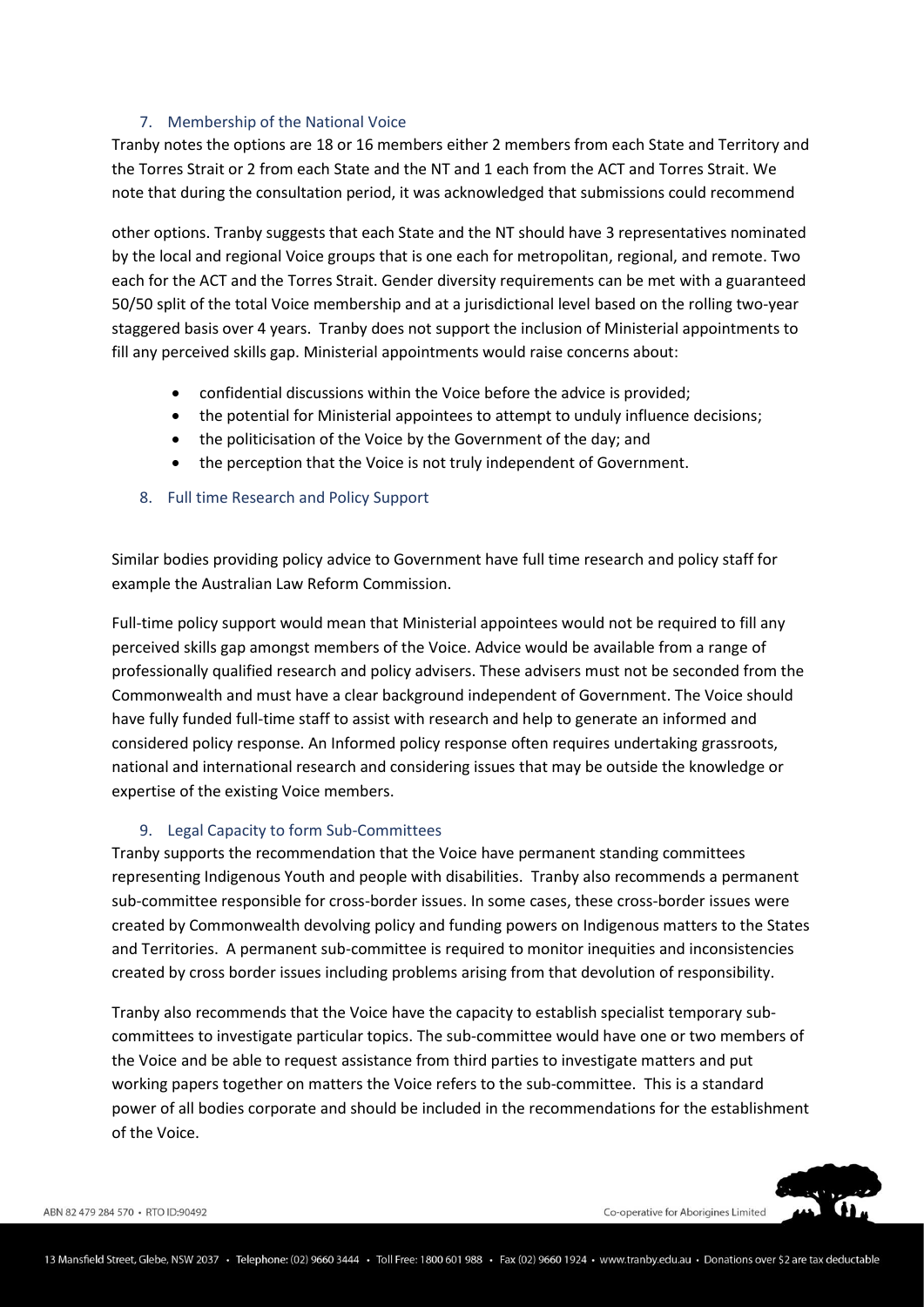### 7. Membership of the National Voice

Tranby notes the options are 18 or 16 members either 2 members from each State and Territory and the Torres Strait or 2 from each State and the NT and 1 each from the ACT and Torres Strait. We note that during the consultation period, it was acknowledged that submissions could recommend

other options. Tranby suggests that each State and the NT should have 3 representatives nominated by the local and regional Voice groups that is one each for metropolitan, regional, and remote. Two each for the ACT and the Torres Strait. Gender diversity requirements can be met with a guaranteed 50/50 split of the total Voice membership and at a jurisdictional level based on the rolling two-year staggered basis over 4 years. Tranby does not support the inclusion of Ministerial appointments to fill any perceived skills gap. Ministerial appointments would raise concerns about:

- confidential discussions within the Voice before the advice is provided;
- the potential for Ministerial appointees to attempt to unduly influence decisions;
- the politicisation of the Voice by the Government of the day; and
- the perception that the Voice is not truly independent of Government.

### 8. Full time Research and Policy Support

Similar bodies providing policy advice to Government have full time research and policy staff for example the Australian Law Reform Commission.

Full-time policy support would mean that Ministerial appointees would not be required to fill any perceived skills gap amongst members of the Voice. Advice would be available from a range of professionally qualified research and policy advisers. These advisers must not be seconded from the Commonwealth and must have a clear background independent of Government. The Voice should have fully funded full-time staff to assist with research and help to generate an informed and considered policy response. An Informed policy response often requires undertaking grassroots, national and international research and considering issues that may be outside the knowledge or expertise of the existing Voice members.

### 9. Legal Capacity to form Sub-Committees

Tranby supports the recommendation that the Voice have permanent standing committees representing Indigenous Youth and people with disabilities. Tranby also recommends a permanent sub-committee responsible for cross-border issues. In some cases, these cross-border issues were created by Commonwealth devolving policy and funding powers on Indigenous matters to the States and Territories. A permanent sub-committee is required to monitor inequities and inconsistencies created by cross border issues including problems arising from that devolution of responsibility.

Tranby also recommends that the Voice have the capacity to establish specialist temporary sub-committees to investigate particular topics. The sub-committee would have one or two members of the Voice and be able to request assistance from third parties to investigate matters and put working papers together on matters the Voice refers to the sub-committee. This is a standard power of all bodies corporate and should be included in the recommendations for the establishment of the Voice.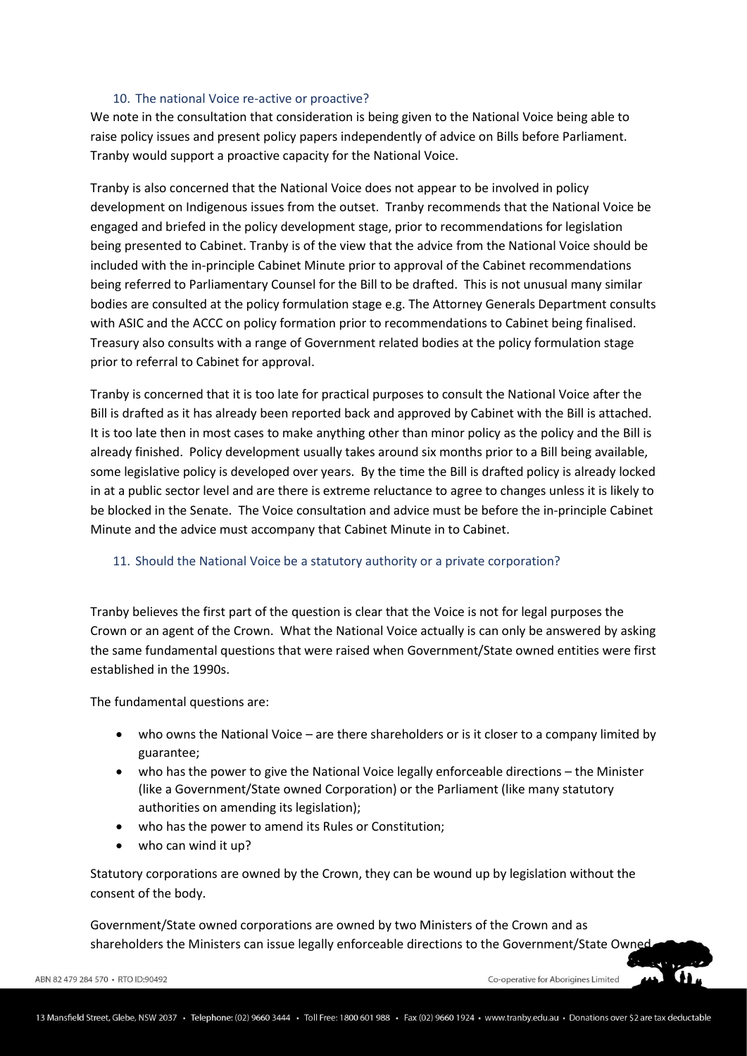## 10. The national Voice re-active or proactive?

We note in the consultation that consideration is being given to the National Voice being able to raise policy issues and present policy papers independently of advice on Bills before Parliament. Tranby would support a proactive capacity for the National Voice.

Tranby is also concerned that the National Voice does not appear to be involved in policy development on Indigenous issues from the outset. Tranby recommends that the National Voice be engaged and briefed in the policy development stage, prior to recommendations for legislation being presented to Cabinet. Tranby is of the view that the advice from the National Voice should be included with the in-principle Cabinet Minute prior to approval of the Cabinet recommendations being referred to Parliamentary Counsel for the Bill to be drafted. This is not unusual many similar bodies are consulted at the policy formulation stage e.g. The Attorney Generals Department consults with ASIC and the ACCC on policy formation prior to recommendations to Cabinet being finalised. Treasury also consults with a range of Government related bodies at the policy formulation stage prior to referral to Cabinet for approval.

Tranby is concerned that it is too late for practical purposes to consult the National Voice after the Bill is drafted as it has already been reported back and approved by Cabinet with the Bill is attached. It is too late then in most cases to make anything other than minor policy as the policy and the Bill is already finished. Policy development usually takes around six months prior to a Bill being available, some legislative policy is developed over years. By the time the Bill is drafted policy is already locked in at a public sector level and are there is extreme reluctance to agree to changes unless it is likely to be blocked in the Senate. The Voice consultation and advice must be before the in-principle Cabinet Minute and the advice must accompany that Cabinet Minute in to Cabinet.

## 11. Should the National Voice be a statutory authority or a private corporation?

Tranby believes the first part of the question is clear that the Voice is not for legal purposes the Crown or an agent of the Crown. What the National Voice actually is can only be answered by asking the same fundamental questions that were raised when Government/State owned entities were first established in the 1990s.

The fundamental questions are:

- who owns the National Voice – are there shareholders or is it closer to a company limited by guarantee;
- who has the power to give the National Voice legally enforceable directions – the Minister (like a Government/State owned Corporation) or the Parliament (like many statutory authorities on amending its legislation);
- who has the power to amend its Rules or Constitution;
- who can wind it up?

Statutory corporations are owned by the Crown, they can be wound up by legislation without the consent of the body.

Government/State owned corporations are owned by two Ministers of the Crown and as shareholders the Ministers can issue legally enforceable directions to the Government/State Owned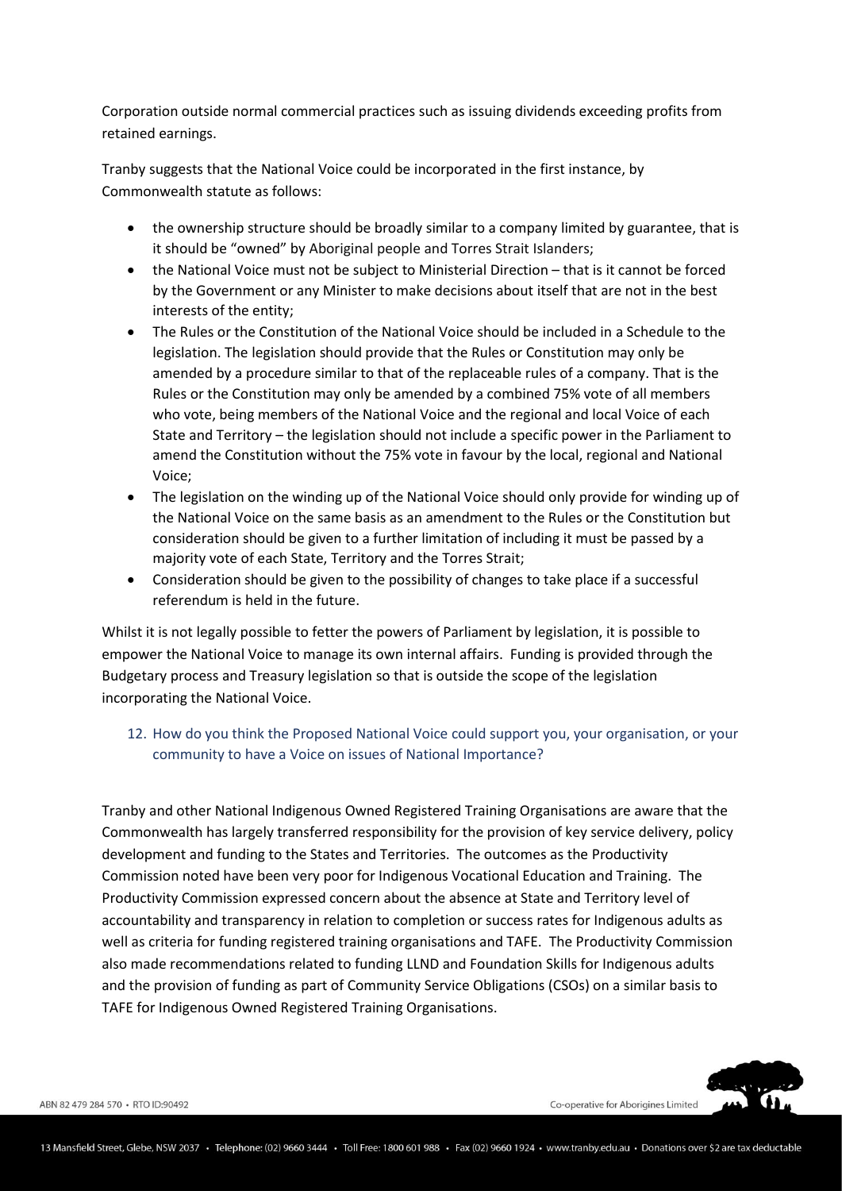Corporation outside normal commercial practices such as issuing dividends exceeding profits from retained earnings.

Tranby suggests that the National Voice could be incorporated in the first instance, by Commonwealth statute as follows:

- the ownership structure should be broadly similar to a company limited by guarantee, that is it should be "owned" by Aboriginal people and Torres Strait Islanders;
- the National Voice must not be subject to Ministerial Direction – that is it cannot be forced by the Government or any Minister to make decisions about itself that are not in the best interests of the entity;
- The Rules or the Constitution of the National Voice should be included in a Schedule to the legislation. The legislation should provide that the Rules or Constitution may only be amended by a procedure similar to that of the replaceable rules of a company. That is the Rules or the Constitution may only be amended by a combined 75% vote of all members who vote, being members of the National Voice and the regional and local Voice of each State and Territory – the legislation should not include a specific power in the Parliament to amend the Constitution without the 75% vote in favour by the local, regional and National Voice;
- The legislation on the winding up of the National Voice should only provide for winding up of the National Voice on the same basis as an amendment to the Rules or the Constitution but consideration should be given to a further limitation of including it must be passed by a majority vote of each State, Territory and the Torres Strait;
- Consideration should be given to the possibility of changes to take place if a successful referendum is held in the future.

Whilst it is not legally possible to fetter the powers of Parliament by legislation, it is possible to empower the National Voice to manage its own internal affairs. Funding is provided through the Budgetary process and Treasury legislation so that is outside the scope of the legislation incorporating the National Voice.

### 12. How do you think the Proposed National Voice could support you, your organisation, or your community to have a Voice on issues of National Importance?

Tranby and other National Indigenous Owned Registered Training Organisations are aware that the Commonwealth has largely transferred responsibility for the provision of key service delivery, policy development and funding to the States and Territories. The outcomes as the Productivity Commission noted have been very poor for Indigenous Vocational Education and Training. The Productivity Commission expressed concern about the absence at State and Territory level of accountability and transparency in relation to completion or success rates for Indigenous adults as well as criteria for funding registered training organisations and TAFE. The Productivity Commission also made recommendations related to funding LLND and Foundation Skills for Indigenous adults and the provision of funding as part of Community Service Obligations (CSOs) on a similar basis to TAFE for Indigenous Owned Registered Training Organisations.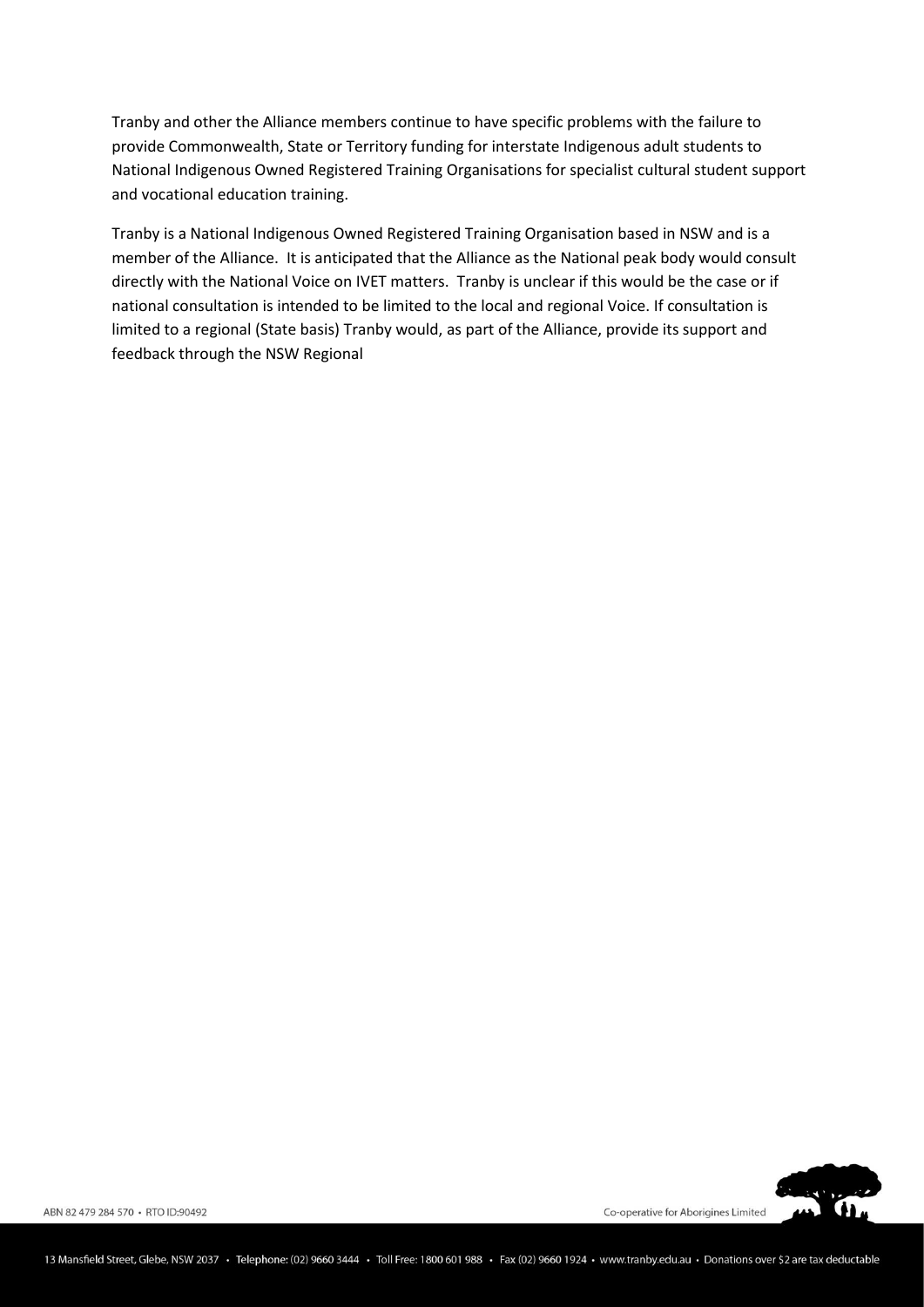Tranby and other the Alliance members continue to have specific problems with the failure to provide Commonwealth, State or Territory funding for interstate Indigenous adult students to National Indigenous Owned Registered Training Organisations for specialist cultural student support and vocational education training.

Tranby is a National Indigenous Owned Registered Training Organisation based in NSW and is a member of the Alliance. It is anticipated that the Alliance as the National peak body would consult directly with the National Voice on IVET matters. Tranby is unclear if this would be the case or if national consultation is intended to be limited to the local and regional Voice. If consultation is limited to a regional (State basis) Tranby would, as part of the Alliance, provide its support and feedback through the NSW Regional